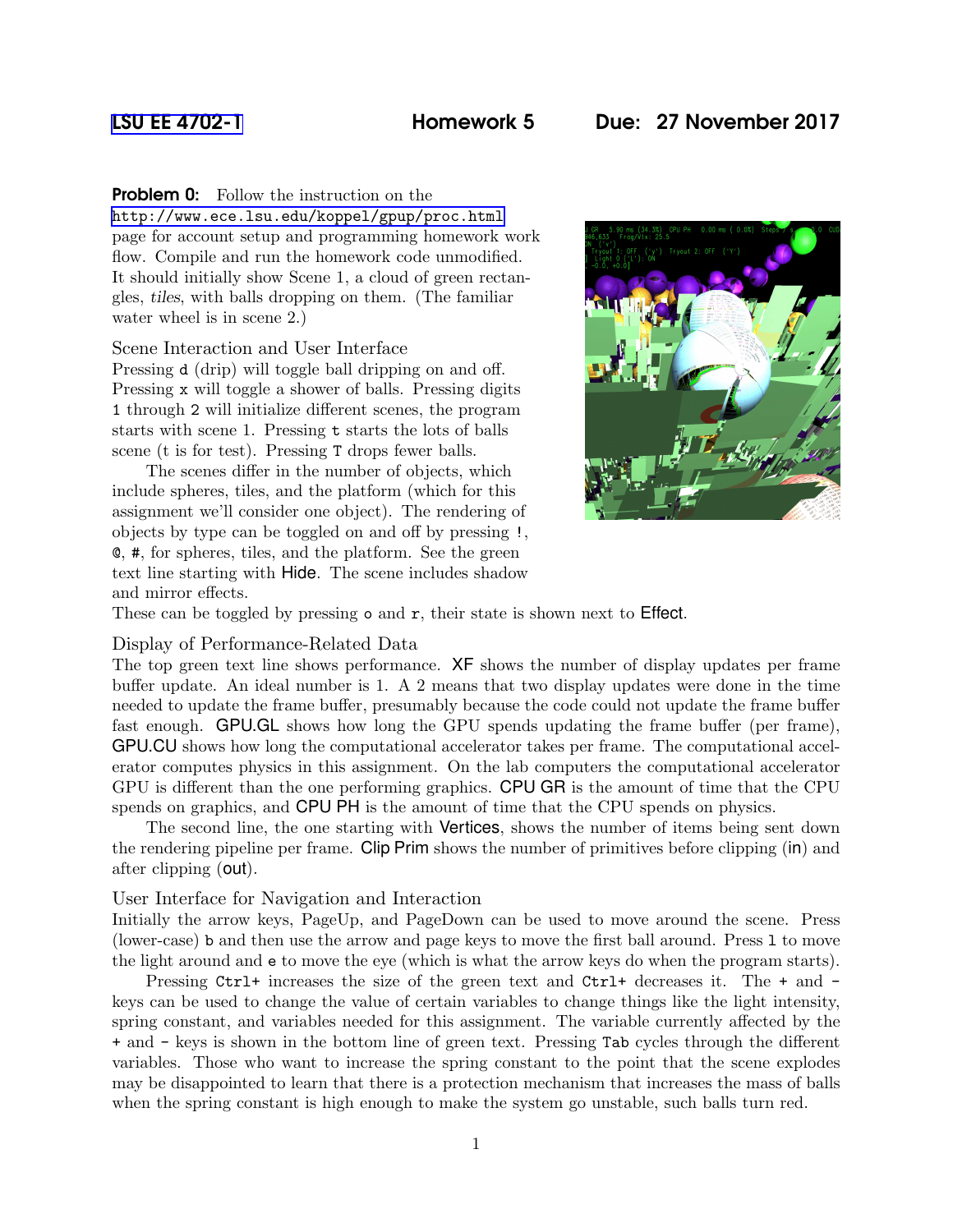LSU EE 4702-1 **Homework 5** **Due: 27 November 2017**

**Problem 0:** Follow the instruction on the http://www.ece.lsu.edu/koppel/gpup/proc.html page for account setup and programming homework work flow. Compile and run the homework code unmodified. It should initially show Scene 1, a cloud of green rectangles, *tiles*, with balls dropping on them. (The familiar water wheel is in scene 2.)

### Scene Interaction and User Interface

Pressing `d` (drip) will toggle ball dripping on and off. Pressing `x` will toggle a shower of balls. Pressing digits `1` through `2` will initialize different scenes, the program starts with scene 1. Pressing `t` starts the lots of balls scene (t is for test). Pressing `T` drops fewer balls.

The scenes differ in the number of objects, which include spheres, tiles, and the platform (which for this assignment we'll consider one object). The rendering of objects by type can be toggled on and off by pressing `!`, `@`, `#`, for spheres, tiles, and the platform. See the green text line starting with Hide. The scene includes shadow and mirror effects. These can be toggled by pressing `o` and `r`, their state is shown next to Effect.

### Display of Performance-Related Data

The top green text line shows performance. XF shows the number of display updates per frame buffer update. An ideal number is 1. A 2 means that two display updates were done in the time needed to update the frame buffer, presumably because the code could not update the frame buffer fast enough. GPU.GL shows how long the GPU spends updating the frame buffer (per frame), GPU.CU shows how long the computational accelerator takes per frame. The computational accelerator computes physics in this assignment. On the lab computers the computational accelerator GPU is different than the one performing graphics. CPU GR is the amount of time that the CPU spends on graphics, and CPU PH is the amount of time that the CPU spends on physics.

The second line, the one starting with Vertices, shows the number of items being sent down the rendering pipeline per frame. Clip Prim shows the number of primitives before clipping (in) and after clipping (out).

### User Interface for Navigation and Interaction

Initially the arrow keys, PageUp, and PageDown can be used to move around the scene. Press (lower-case) `b` and then use the arrow and page keys to move the first ball around. Press `l` to move the light around and `e` to move the eye (which is what the arrow keys do when the program starts).

Pressing `Ctrl+` increases the size of the green text and `Ctrl+` decreases it. The `+` and `-` keys can be used to change the value of certain variables to change things like the light intensity, spring constant, and variables needed for this assignment. The variable currently affected by the `+` and `-` keys is shown in the bottom line of green text. Pressing `Tab` cycles through the different variables. Those who want to increase the spring constant to the point that the scene explodes may be disappointed to learn that there is a protection mechanism that increases the mass of balls when the spring constant is high enough to make the system go unstable, such balls turn red.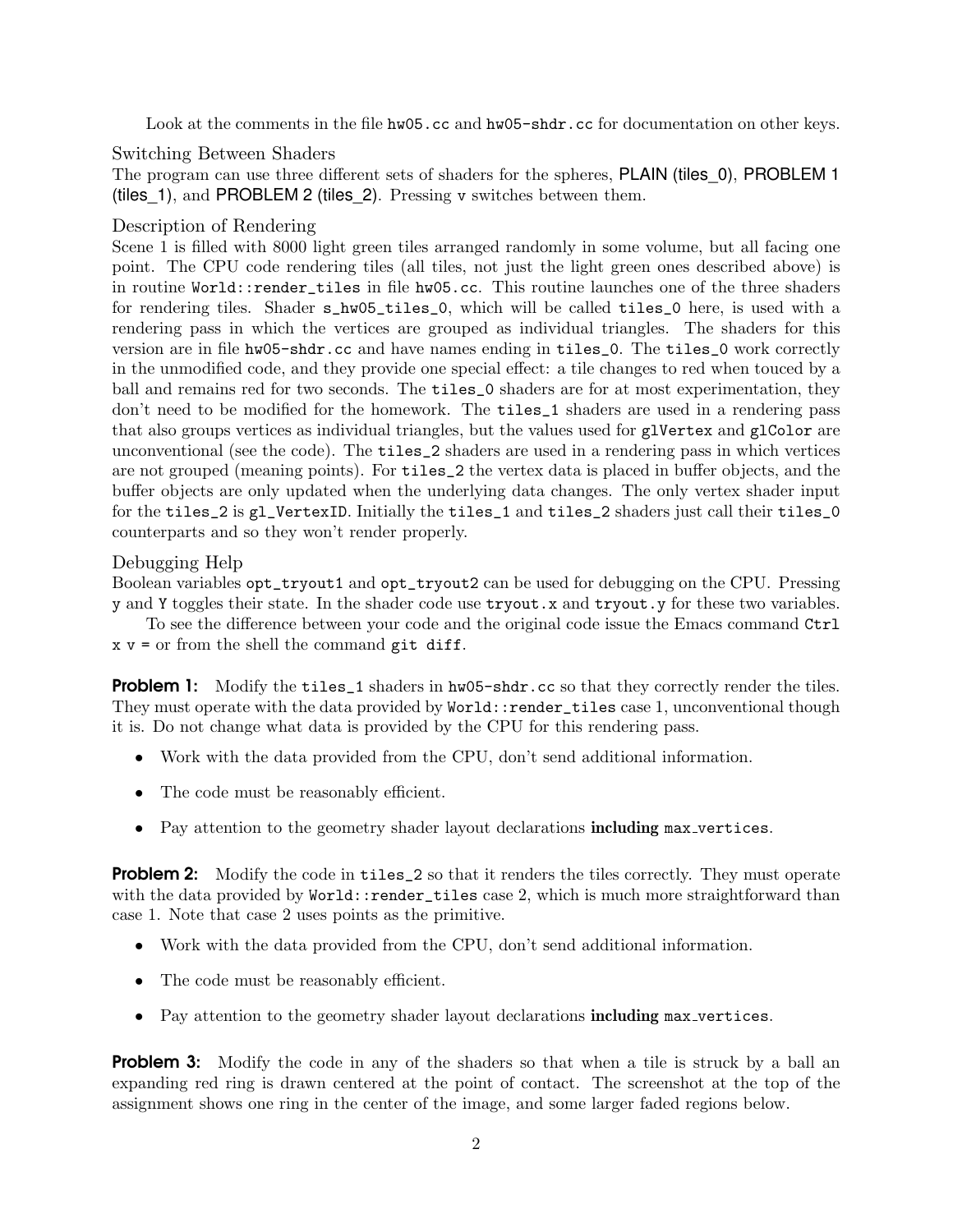Look at the comments in the file hw05.cc and hw05-shdr.cc for documentation on other keys.

### Switching Between Shaders

The program can use three different sets of shaders for the spheres, PLAIN (tiles_0), PROBLEM 1 (tiles_1), and PROBLEM 2 (tiles_2). Pressing v switches between them.

### Description of Rendering

Scene 1 is filled with 8000 light green tiles arranged randomly in some volume, but all facing one point. The CPU code rendering tiles (all tiles, not just the light green ones described above) is in routine World::render_tiles in file hw05.cc. This routine launches one of the three shaders for rendering tiles. Shader s_hw05_tiles_0, which will be called tiles_0 here, is used with a rendering pass in which the vertices are grouped as individual triangles. The shaders for this version are in file hw05-shdr.cc and have names ending in tiles_0. The tiles_0 work correctly in the unmodified code, and they provide one special effect: a tile changes to red when touced by a ball and remains red for two seconds. The tiles_0 shaders are for at most experimentation, they don't need to be modified for the homework. The tiles_1 shaders are used in a rendering pass that also groups vertices as individual triangles, but the values used for glVertex and glColor are unconventional (see the code). The tiles_2 shaders are used in a rendering pass in which vertices are not grouped (meaning points). For tiles_2 the vertex data is placed in buffer objects, and the buffer objects are only updated when the underlying data changes. The only vertex shader input for the tiles_2 is gl_VertexID. Initially the tiles_1 and tiles_2 shaders just call their tiles_0 counterparts and so they won't render properly.

### Debugging Help

Boolean variables opt_tryout1 and opt_tryout2 can be used for debugging on the CPU. Pressing y and Y toggles their state. In the shader code use tryout.x and tryout.y for these two variables.

To see the difference between your code and the original code issue the Emacs command Ctrl x v = or from the shell the command git diff.

**Problem 1:** Modify the tiles_1 shaders in hw05-shdr.cc so that they correctly render the tiles. They must operate with the data provided by World::render_tiles case 1, unconventional though it is. Do not change what data is provided by the CPU for this rendering pass.

- Work with the data provided from the CPU, don't send additional information.
- The code must be reasonably efficient.
- Pay attention to the geometry shader layout declarations **including** max_vertices.

**Problem 2:** Modify the code in tiles_2 so that it renders the tiles correctly. They must operate with the data provided by World::render_tiles case 2, which is much more straightforward than case 1. Note that case 2 uses points as the primitive.

- Work with the data provided from the CPU, don't send additional information.
- The code must be reasonably efficient.
- Pay attention to the geometry shader layout declarations **including** max_vertices.

**Problem 3:** Modify the code in any of the shaders so that when a tile is struck by a ball an expanding red ring is drawn centered at the point of contact. The screenshot at the top of the assignment shows one ring in the center of the image, and some larger faded regions below.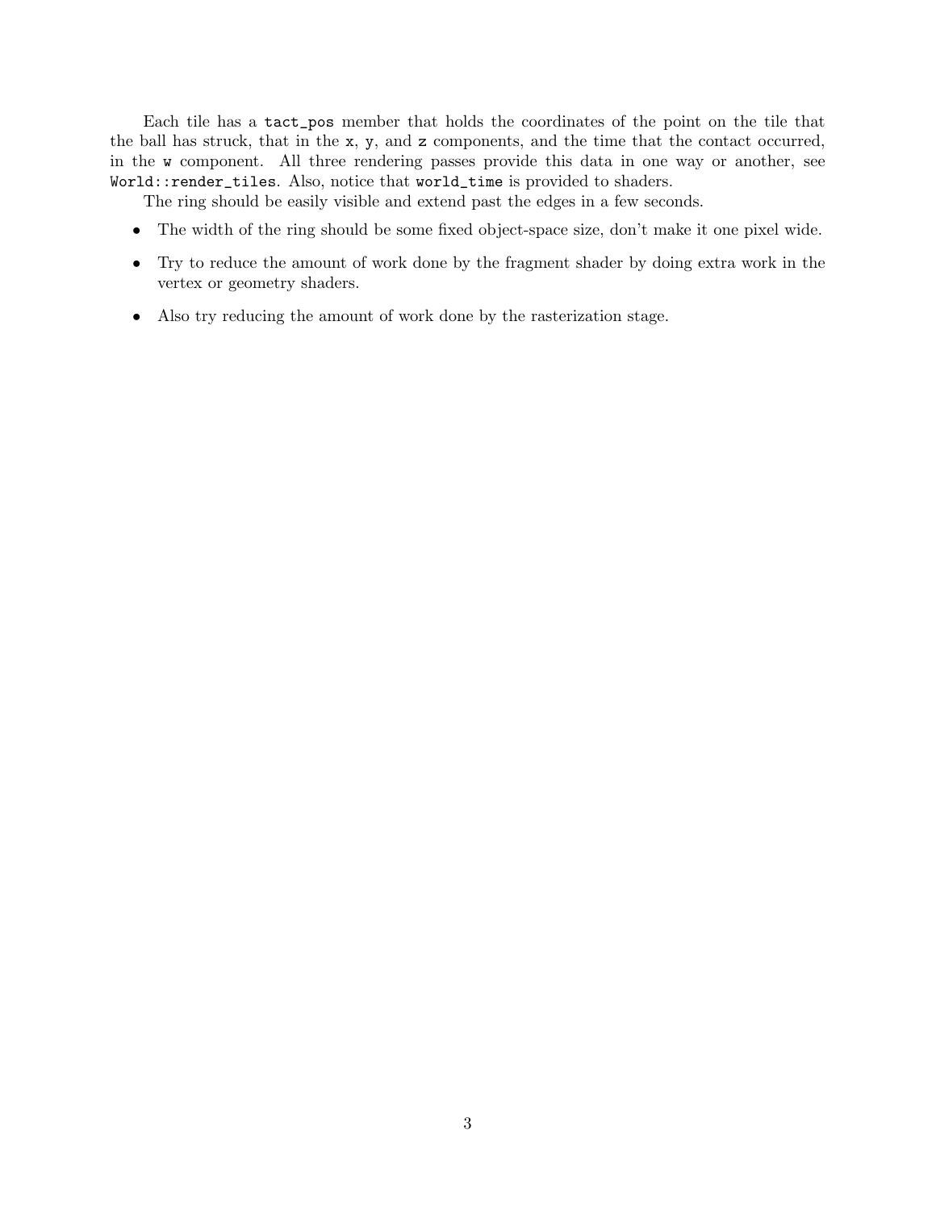Each tile has a `tact_pos` member that holds the coordinates of the point on the tile that the ball has struck, that in the `x`, `y`, and `z` components, and the time that the contact occurred, in the `w` component. All three rendering passes provide this data in one way or another, see `World::render_tiles`. Also, notice that `world_time` is provided to shaders.

The ring should be easily visible and extend past the edges in a few seconds.

- The width of the ring should be some fixed object-space size, don't make it one pixel wide.
- Try to reduce the amount of work done by the fragment shader by doing extra work in the vertex or geometry shaders.
- Also try reducing the amount of work done by the rasterization stage.